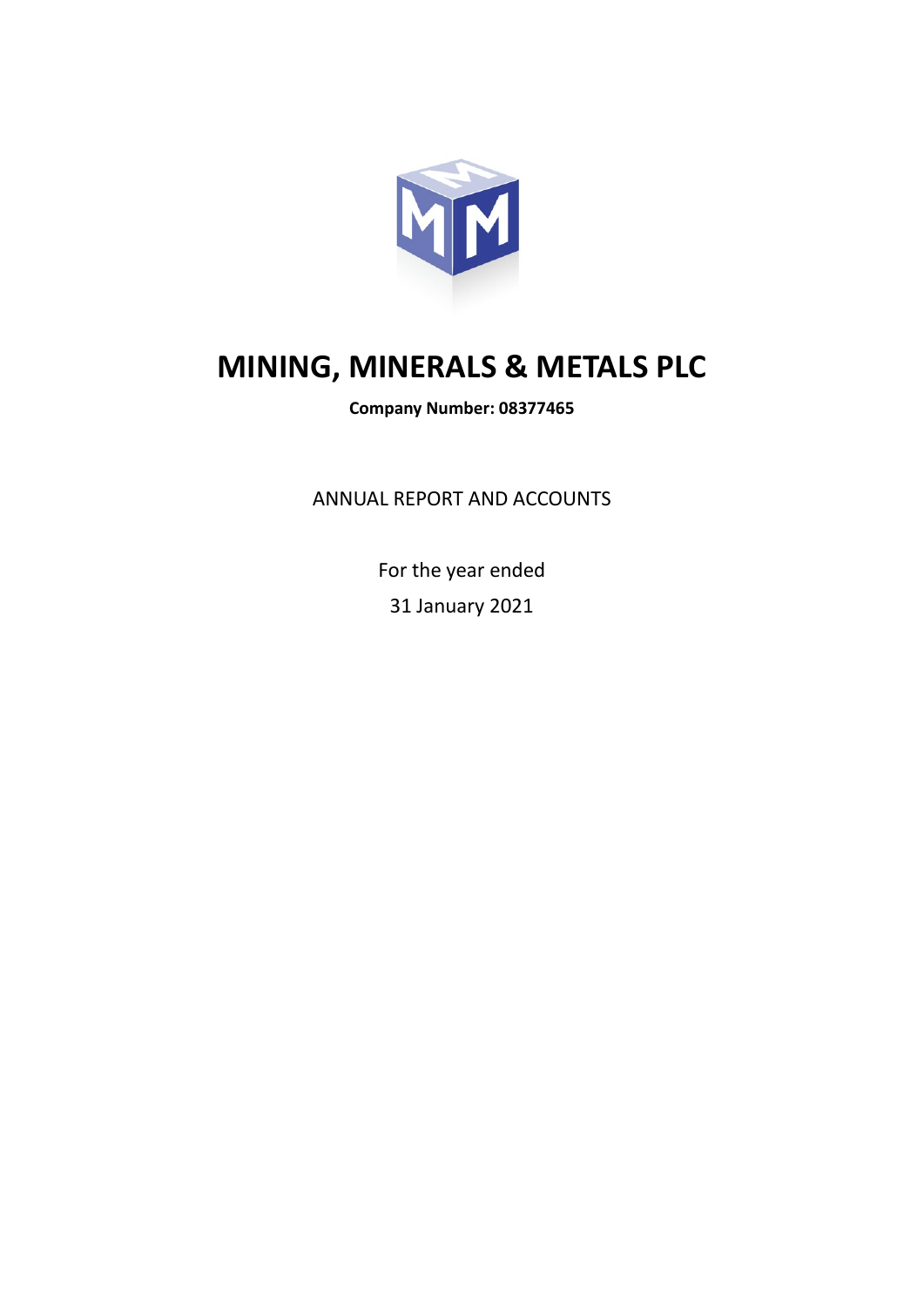# MINING, MINERALS & METALS PLC

**Company Number: 08377465**

ANNUAL REPORT AND ACCOUNTS

For the year ended

31 January 2021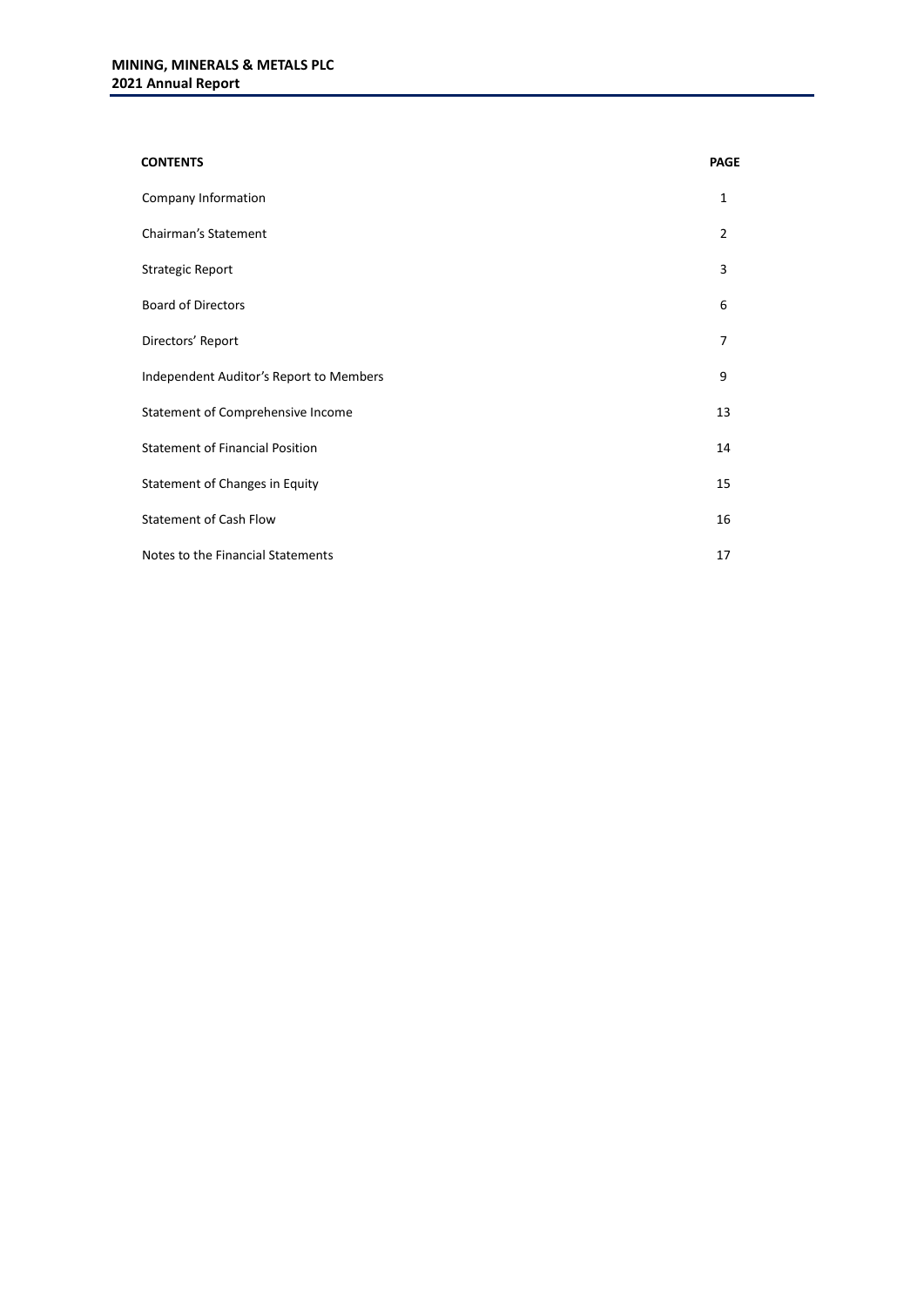| CONTENTS | PAGE |
| --- | --- |
| Company Information | 1 |
| Chairman's Statement | 2 |
| Strategic Report | 3 |
| Board of Directors | 6 |
| Directors' Report | 7 |
| Independent Auditor's Report to Members | 9 |
| Statement of Comprehensive Income | 13 |
| Statement of Financial Position | 14 |
| Statement of Changes in Equity | 15 |
| Statement of Cash Flow | 16 |
| Notes to the Financial Statements | 17 |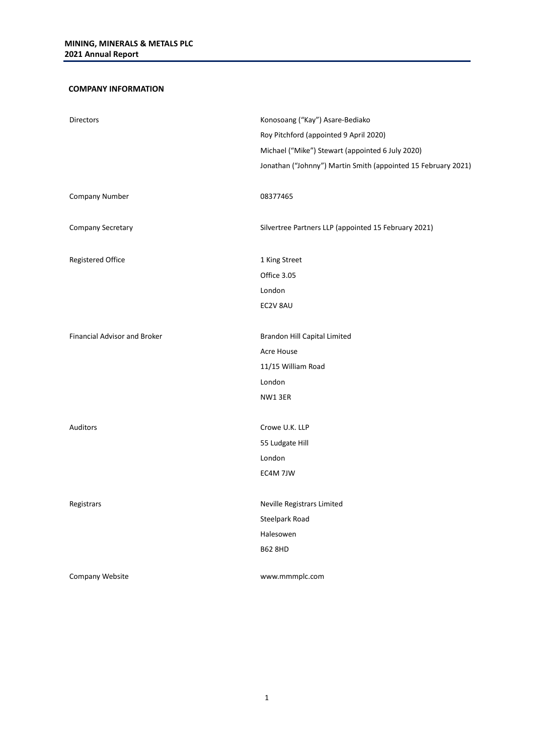## COMPANY INFORMATION

| | |
|---|---|
| Directors | Konosoang ("Kay") Asare-Bediako<br>Roy Pitchford (appointed 9 April 2020)<br>Michael ("Mike") Stewart (appointed 6 July 2020)<br>Jonathan ("Johnny") Martin Smith (appointed 15 February 2021) |
| Company Number | 08377465 |
| Company Secretary | Silvertree Partners LLP (appointed 15 February 2021) |
| Registered Office | 1 King Street<br>Office 3.05<br>London<br>EC2V 8AU |
| Financial Advisor and Broker | Brandon Hill Capital Limited<br>Acre House<br>11/15 William Road<br>London<br>NW1 3ER |
| Auditors | Crowe U.K. LLP<br>55 Ludgate Hill<br>London<br>EC4M 7JW |
| Registrars | Neville Registrars Limited<br>Steelpark Road<br>Halesowen<br>B62 8HD |
| Company Website | www.mmmplc.com |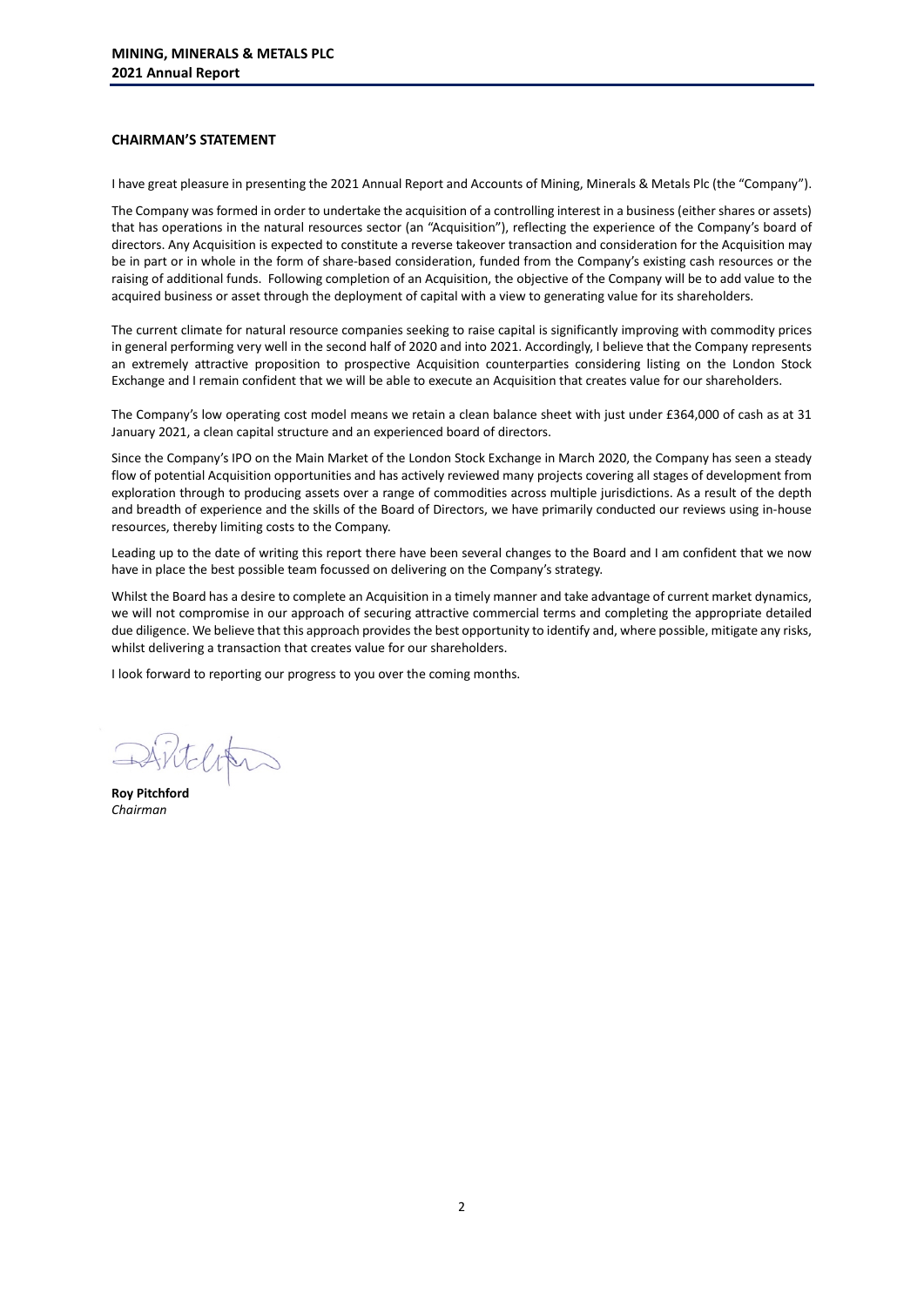## CHAIRMAN'S STATEMENT

I have great pleasure in presenting the 2021 Annual Report and Accounts of Mining, Minerals & Metals Plc (the "Company").

The Company was formed in order to undertake the acquisition of a controlling interest in a business (either shares or assets) that has operations in the natural resources sector (an "Acquisition"), reflecting the experience of the Company's board of directors. Any Acquisition is expected to constitute a reverse takeover transaction and consideration for the Acquisition may be in part or in whole in the form of share-based consideration, funded from the Company's existing cash resources or the raising of additional funds. Following completion of an Acquisition, the objective of the Company will be to add value to the acquired business or asset through the deployment of capital with a view to generating value for its shareholders.

The current climate for natural resource companies seeking to raise capital is significantly improving with commodity prices in general performing very well in the second half of 2020 and into 2021. Accordingly, I believe that the Company represents an extremely attractive proposition to prospective Acquisition counterparties considering listing on the London Stock Exchange and I remain confident that we will be able to execute an Acquisition that creates value for our shareholders.

The Company's low operating cost model means we retain a clean balance sheet with just under £364,000 of cash as at 31 January 2021, a clean capital structure and an experienced board of directors.

Since the Company's IPO on the Main Market of the London Stock Exchange in March 2020, the Company has seen a steady flow of potential Acquisition opportunities and has actively reviewed many projects covering all stages of development from exploration through to producing assets over a range of commodities across multiple jurisdictions. As a result of the depth and breadth of experience and the skills of the Board of Directors, we have primarily conducted our reviews using in-house resources, thereby limiting costs to the Company.

Leading up to the date of writing this report there have been several changes to the Board and I am confident that we now have in place the best possible team focussed on delivering on the Company's strategy.

Whilst the Board has a desire to complete an Acquisition in a timely manner and take advantage of current market dynamics, we will not compromise in our approach of securing attractive commercial terms and completing the appropriate detailed due diligence. We believe that this approach provides the best opportunity to identify and, where possible, mitigate any risks, whilst delivering a transaction that creates value for our shareholders.

I look forward to reporting our progress to you over the coming months.

**Roy Pitchford**
*Chairman*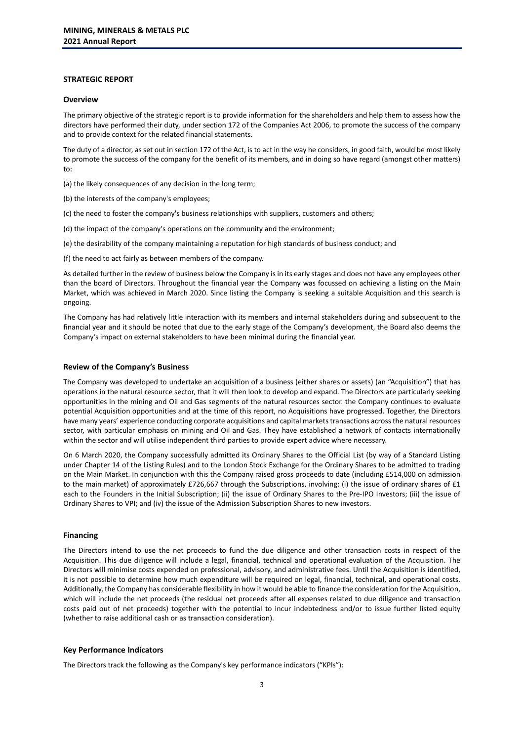## STRATEGIC REPORT

### Overview

The primary objective of the strategic report is to provide information for the shareholders and help them to assess how the directors have performed their duty, under section 172 of the Companies Act 2006, to promote the success of the company and to provide context for the related financial statements.

The duty of a director, as set out in section 172 of the Act, is to act in the way he considers, in good faith, would be most likely to promote the success of the company for the benefit of its members, and in doing so have regard (amongst other matters) to:

(a) the likely consequences of any decision in the long term;

(b) the interests of the company's employees;

(c) the need to foster the company's business relationships with suppliers, customers and others;

(d) the impact of the company's operations on the community and the environment;

(e) the desirability of the company maintaining a reputation for high standards of business conduct; and

(f) the need to act fairly as between members of the company.

As detailed further in the review of business below the Company is in its early stages and does not have any employees other than the board of Directors. Throughout the financial year the Company was focussed on achieving a listing on the Main Market, which was achieved in March 2020. Since listing the Company is seeking a suitable Acquisition and this search is ongoing.

The Company has had relatively little interaction with its members and internal stakeholders during and subsequent to the financial year and it should be noted that due to the early stage of the Company's development, the Board also deems the Company's impact on external stakeholders to have been minimal during the financial year.

### Review of the Company's Business

The Company was developed to undertake an acquisition of a business (either shares or assets) (an "Acquisition") that has operations in the natural resource sector, that it will then look to develop and expand. The Directors are particularly seeking opportunities in the mining and Oil and Gas segments of the natural resources sector. the Company continues to evaluate potential Acquisition opportunities and at the time of this report, no Acquisitions have progressed. Together, the Directors have many years' experience conducting corporate acquisitions and capital markets transactions across the natural resources sector, with particular emphasis on mining and Oil and Gas. They have established a network of contacts internationally within the sector and will utilise independent third parties to provide expert advice where necessary.

On 6 March 2020, the Company successfully admitted its Ordinary Shares to the Official List (by way of a Standard Listing under Chapter 14 of the Listing Rules) and to the London Stock Exchange for the Ordinary Shares to be admitted to trading on the Main Market. In conjunction with this the Company raised gross proceeds to date (including £514,000 on admission to the main market) of approximately £726,667 through the Subscriptions, involving: (i) the issue of ordinary shares of £1 each to the Founders in the Initial Subscription; (ii) the issue of Ordinary Shares to the Pre-IPO Investors; (iii) the issue of Ordinary Shares to VPI; and (iv) the issue of the Admission Subscription Shares to new investors.

### Financing

The Directors intend to use the net proceeds to fund the due diligence and other transaction costs in respect of the Acquisition. This due diligence will include a legal, financial, technical and operational evaluation of the Acquisition. The Directors will minimise costs expended on professional, advisory, and administrative fees. Until the Acquisition is identified, it is not possible to determine how much expenditure will be required on legal, financial, technical, and operational costs. Additionally, the Company has considerable flexibility in how it would be able to finance the consideration for the Acquisition, which will include the net proceeds (the residual net proceeds after all expenses related to due diligence and transaction costs paid out of net proceeds) together with the potential to incur indebtedness and/or to issue further listed equity (whether to raise additional cash or as transaction consideration).

### Key Performance Indicators

The Directors track the following as the Company's key performance indicators ("KPIs"):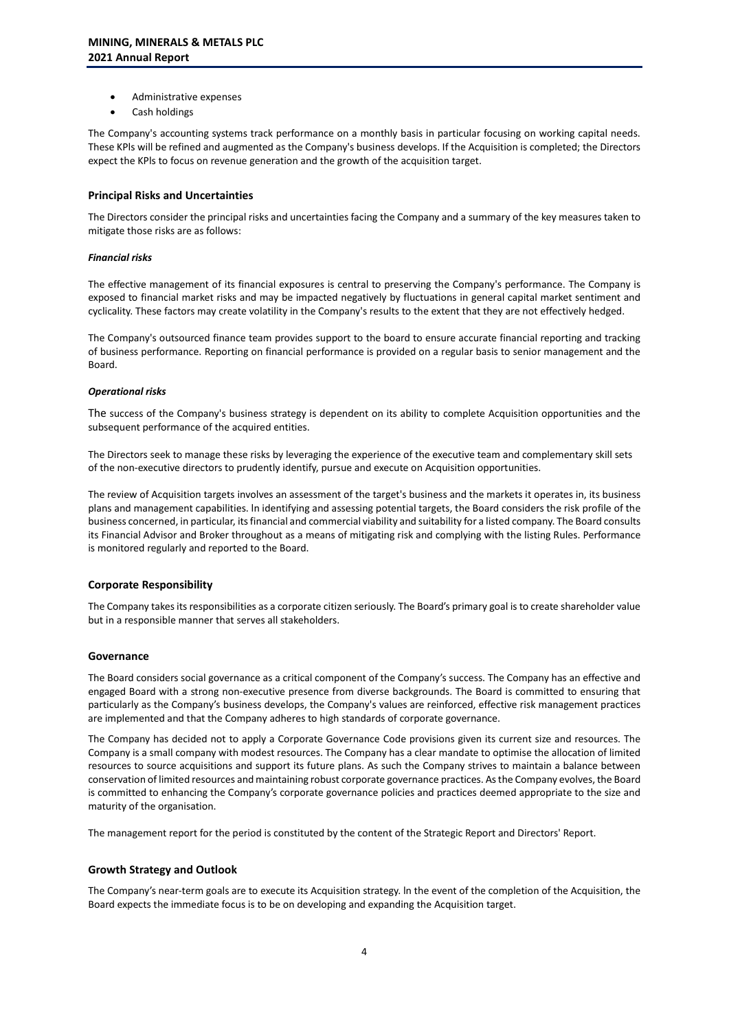- Administrative expenses
- Cash holdings

The Company's accounting systems track performance on a monthly basis in particular focusing on working capital needs. These KPIs will be refined and augmented as the Company's business develops. If the Acquisition is completed; the Directors expect the KPIs to focus on revenue generation and the growth of the acquisition target.

### Principal Risks and Uncertainties

The Directors consider the principal risks and uncertainties facing the Company and a summary of the key measures taken to mitigate those risks are as follows:

***Financial risks***

The effective management of its financial exposures is central to preserving the Company's performance. The Company is exposed to financial market risks and may be impacted negatively by fluctuations in general capital market sentiment and cyclicality. These factors may create volatility in the Company's results to the extent that they are not effectively hedged.

The Company's outsourced finance team provides support to the board to ensure accurate financial reporting and tracking of business performance. Reporting on financial performance is provided on a regular basis to senior management and the Board.

***Operational risks***

The success of the Company's business strategy is dependent on its ability to complete Acquisition opportunities and the subsequent performance of the acquired entities.

The Directors seek to manage these risks by leveraging the experience of the executive team and complementary skill sets of the non-executive directors to prudently identify, pursue and execute on Acquisition opportunities.

The review of Acquisition targets involves an assessment of the target's business and the markets it operates in, its business plans and management capabilities. In identifying and assessing potential targets, the Board considers the risk profile of the business concerned, in particular, its financial and commercial viability and suitability for a listed company. The Board consults its Financial Advisor and Broker throughout as a means of mitigating risk and complying with the listing Rules. Performance is monitored regularly and reported to the Board.

### Corporate Responsibility

The Company takes its responsibilities as a corporate citizen seriously. The Board's primary goal is to create shareholder value but in a responsible manner that serves all stakeholders.

### Governance

The Board considers social governance as a critical component of the Company's success. The Company has an effective and engaged Board with a strong non-executive presence from diverse backgrounds. The Board is committed to ensuring that particularly as the Company's business develops, the Company's values are reinforced, effective risk management practices are implemented and that the Company adheres to high standards of corporate governance.

The Company has decided not to apply a Corporate Governance Code provisions given its current size and resources. The Company is a small company with modest resources. The Company has a clear mandate to optimise the allocation of limited resources to source acquisitions and support its future plans. As such the Company strives to maintain a balance between conservation of limited resources and maintaining robust corporate governance practices. As the Company evolves, the Board is committed to enhancing the Company's corporate governance policies and practices deemed appropriate to the size and maturity of the organisation.

The management report for the period is constituted by the content of the Strategic Report and Directors' Report.

### Growth Strategy and Outlook

The Company's near-term goals are to execute its Acquisition strategy. In the event of the completion of the Acquisition, the Board expects the immediate focus is to be on developing and expanding the Acquisition target.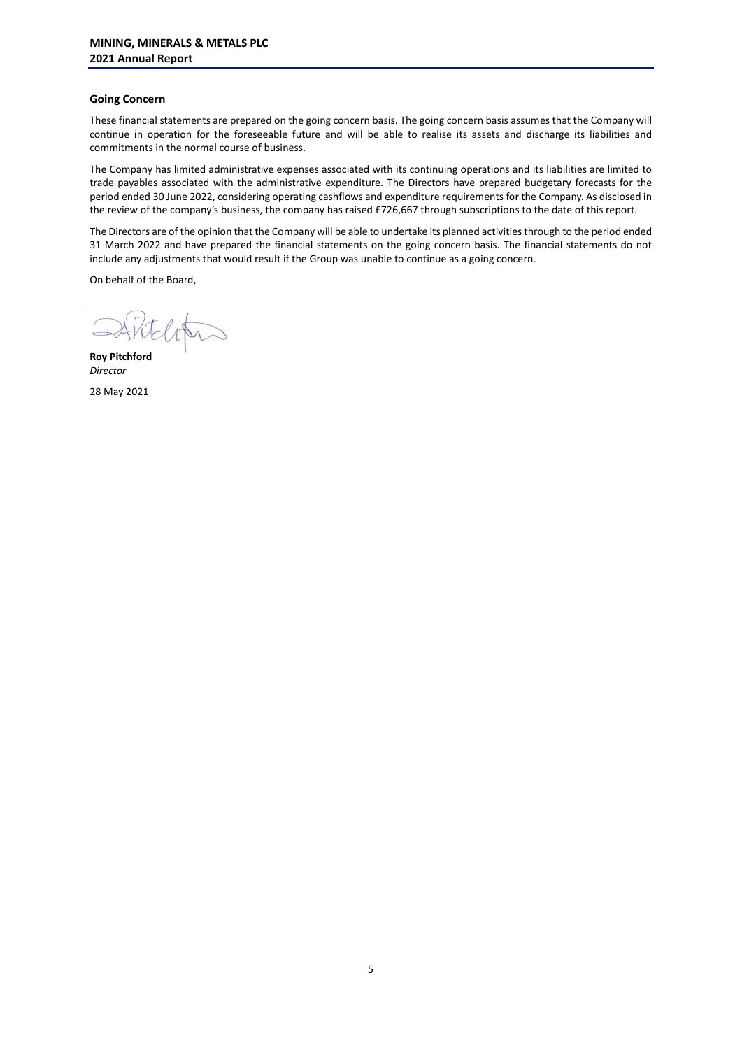## Going Concern

These financial statements are prepared on the going concern basis. The going concern basis assumes that the Company will continue in operation for the foreseeable future and will be able to realise its assets and discharge its liabilities and commitments in the normal course of business.

The Company has limited administrative expenses associated with its continuing operations and its liabilities are limited to trade payables associated with the administrative expenditure. The Directors have prepared budgetary forecasts for the period ended 30 June 2022, considering operating cashflows and expenditure requirements for the Company. As disclosed in the review of the company's business, the company has raised £726,667 through subscriptions to the date of this report.

The Directors are of the opinion that the Company will be able to undertake its planned activities through to the period ended 31 March 2022 and have prepared the financial statements on the going concern basis. The financial statements do not include any adjustments that would result if the Group was unable to continue as a going concern.

On behalf of the Board,

**Roy Pitchford**
*Director*

28 May 2021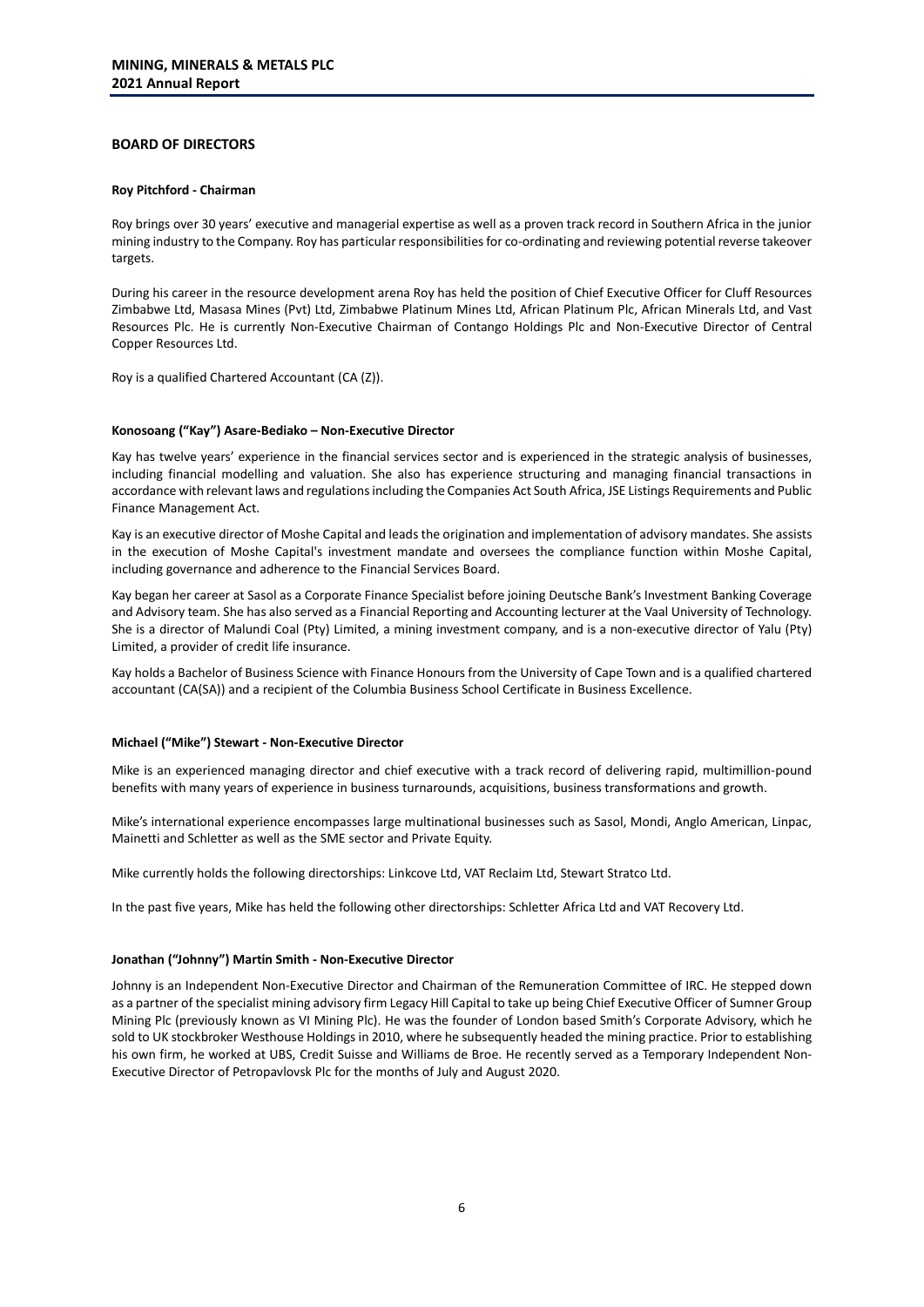## BOARD OF DIRECTORS

### Roy Pitchford - Chairman

Roy brings over 30 years' executive and managerial expertise as well as a proven track record in Southern Africa in the junior mining industry to the Company. Roy has particular responsibilities for co-ordinating and reviewing potential reverse takeover targets.

During his career in the resource development arena Roy has held the position of Chief Executive Officer for Cluff Resources Zimbabwe Ltd, Masasa Mines (Pvt) Ltd, Zimbabwe Platinum Mines Ltd, African Platinum Plc, African Minerals Ltd, and Vast Resources Plc. He is currently Non-Executive Chairman of Contango Holdings Plc and Non-Executive Director of Central Copper Resources Ltd.

Roy is a qualified Chartered Accountant (CA (Z)).

### Konosoang ("Kay") Asare-Bediako – Non-Executive Director

Kay has twelve years' experience in the financial services sector and is experienced in the strategic analysis of businesses, including financial modelling and valuation. She also has experience structuring and managing financial transactions in accordance with relevant laws and regulations including the Companies Act South Africa, JSE Listings Requirements and Public Finance Management Act.

Kay is an executive director of Moshe Capital and leads the origination and implementation of advisory mandates. She assists in the execution of Moshe Capital's investment mandate and oversees the compliance function within Moshe Capital, including governance and adherence to the Financial Services Board.

Kay began her career at Sasol as a Corporate Finance Specialist before joining Deutsche Bank's Investment Banking Coverage and Advisory team. She has also served as a Financial Reporting and Accounting lecturer at the Vaal University of Technology. She is a director of Malundi Coal (Pty) Limited, a mining investment company, and is a non-executive director of Yalu (Pty) Limited, a provider of credit life insurance.

Kay holds a Bachelor of Business Science with Finance Honours from the University of Cape Town and is a qualified chartered accountant (CA(SA)) and a recipient of the Columbia Business School Certificate in Business Excellence.

### Michael ("Mike") Stewart - Non-Executive Director

Mike is an experienced managing director and chief executive with a track record of delivering rapid, multimillion-pound benefits with many years of experience in business turnarounds, acquisitions, business transformations and growth.

Mike's international experience encompasses large multinational businesses such as Sasol, Mondi, Anglo American, Linpac, Mainetti and Schletter as well as the SME sector and Private Equity.

Mike currently holds the following directorships: Linkcove Ltd, VAT Reclaim Ltd, Stewart Stratco Ltd.

In the past five years, Mike has held the following other directorships: Schletter Africa Ltd and VAT Recovery Ltd.

### Jonathan ("Johnny") Martin Smith - Non-Executive Director

Johnny is an Independent Non-Executive Director and Chairman of the Remuneration Committee of IRC. He stepped down as a partner of the specialist mining advisory firm Legacy Hill Capital to take up being Chief Executive Officer of Sumner Group Mining Plc (previously known as VI Mining Plc). He was the founder of London based Smith's Corporate Advisory, which he sold to UK stockbroker Westhouse Holdings in 2010, where he subsequently headed the mining practice. Prior to establishing his own firm, he worked at UBS, Credit Suisse and Williams de Broe. He recently served as a Temporary Independent Non-Executive Director of Petropavlovsk Plc for the months of July and August 2020.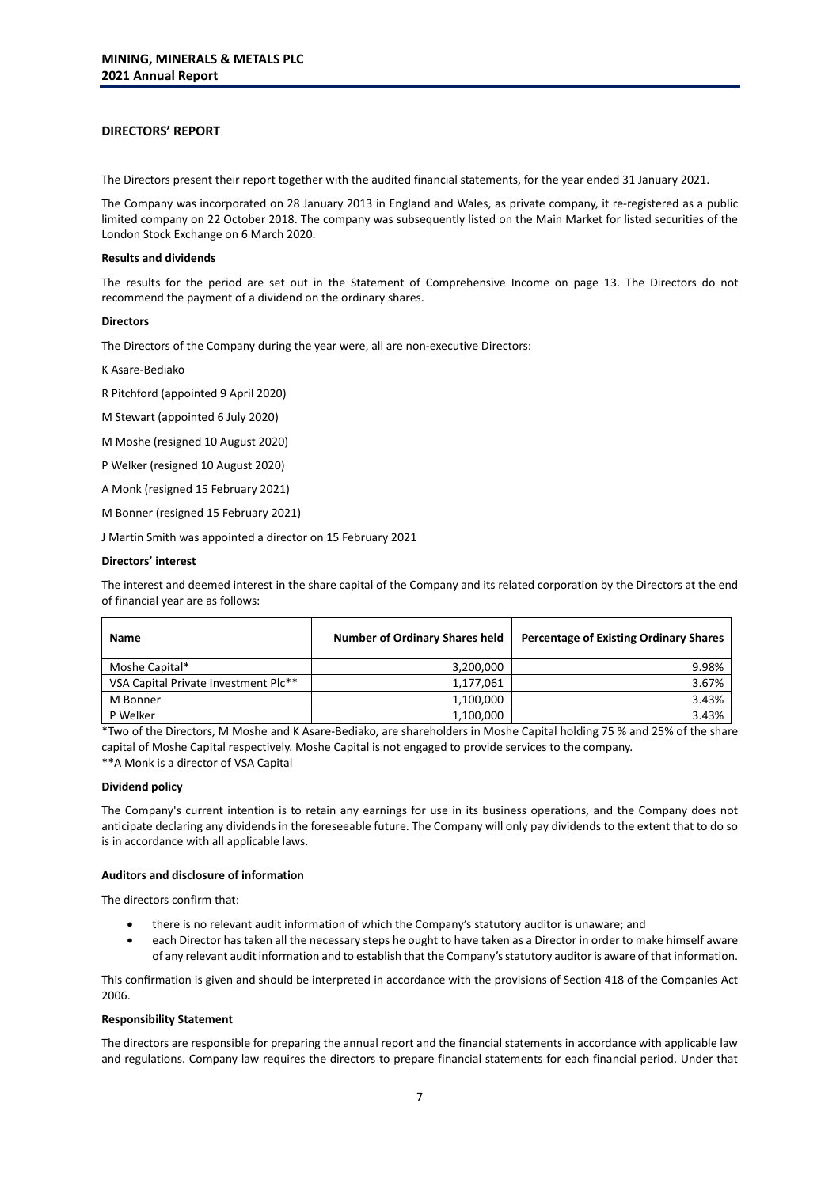## DIRECTORS' REPORT

The Directors present their report together with the audited financial statements, for the year ended 31 January 2021.

The Company was incorporated on 28 January 2013 in England and Wales, as private company, it re-registered as a public limited company on 22 October 2018. The company was subsequently listed on the Main Market for listed securities of the London Stock Exchange on 6 March 2020.

### Results and dividends

The results for the period are set out in the Statement of Comprehensive Income on page 13. The Directors do not recommend the payment of a dividend on the ordinary shares.

### Directors

The Directors of the Company during the year were, all are non-executive Directors:

K Asare-Bediako

R Pitchford (appointed 9 April 2020)

M Stewart (appointed 6 July 2020)

M Moshe (resigned 10 August 2020)

P Welker (resigned 10 August 2020)

A Monk (resigned 15 February 2021)

M Bonner (resigned 15 February 2021)

J Martin Smith was appointed a director on 15 February 2021

### Directors' interest

The interest and deemed interest in the share capital of the Company and its related corporation by the Directors at the end of financial year are as follows:

| Name | Number of Ordinary Shares held | Percentage of Existing Ordinary Shares |
|---|---|---|
| Moshe Capital* | 3,200,000 | 9.98% |
| VSA Capital Private Investment Plc** | 1,177,061 | 3.67% |
| M Bonner | 1,100,000 | 3.43% |
| P Welker | 1,100,000 | 3.43% |

*Two of the Directors, M Moshe and K Asare-Bediako, are shareholders in Moshe Capital holding 75 % and 25% of the share capital of Moshe Capital respectively. Moshe Capital is not engaged to provide services to the company.

**A Monk is a director of VSA Capital

### Dividend policy

The Company's current intention is to retain any earnings for use in its business operations, and the Company does not anticipate declaring any dividends in the foreseeable future. The Company will only pay dividends to the extent that to do so is in accordance with all applicable laws.

### Auditors and disclosure of information

The directors confirm that:

- there is no relevant audit information of which the Company's statutory auditor is unaware; and
- each Director has taken all the necessary steps he ought to have taken as a Director in order to make himself aware of any relevant audit information and to establish that the Company's statutory auditor is aware of that information.

This confirmation is given and should be interpreted in accordance with the provisions of Section 418 of the Companies Act 2006.

### Responsibility Statement

The directors are responsible for preparing the annual report and the financial statements in accordance with applicable law and regulations. Company law requires the directors to prepare financial statements for each financial period. Under that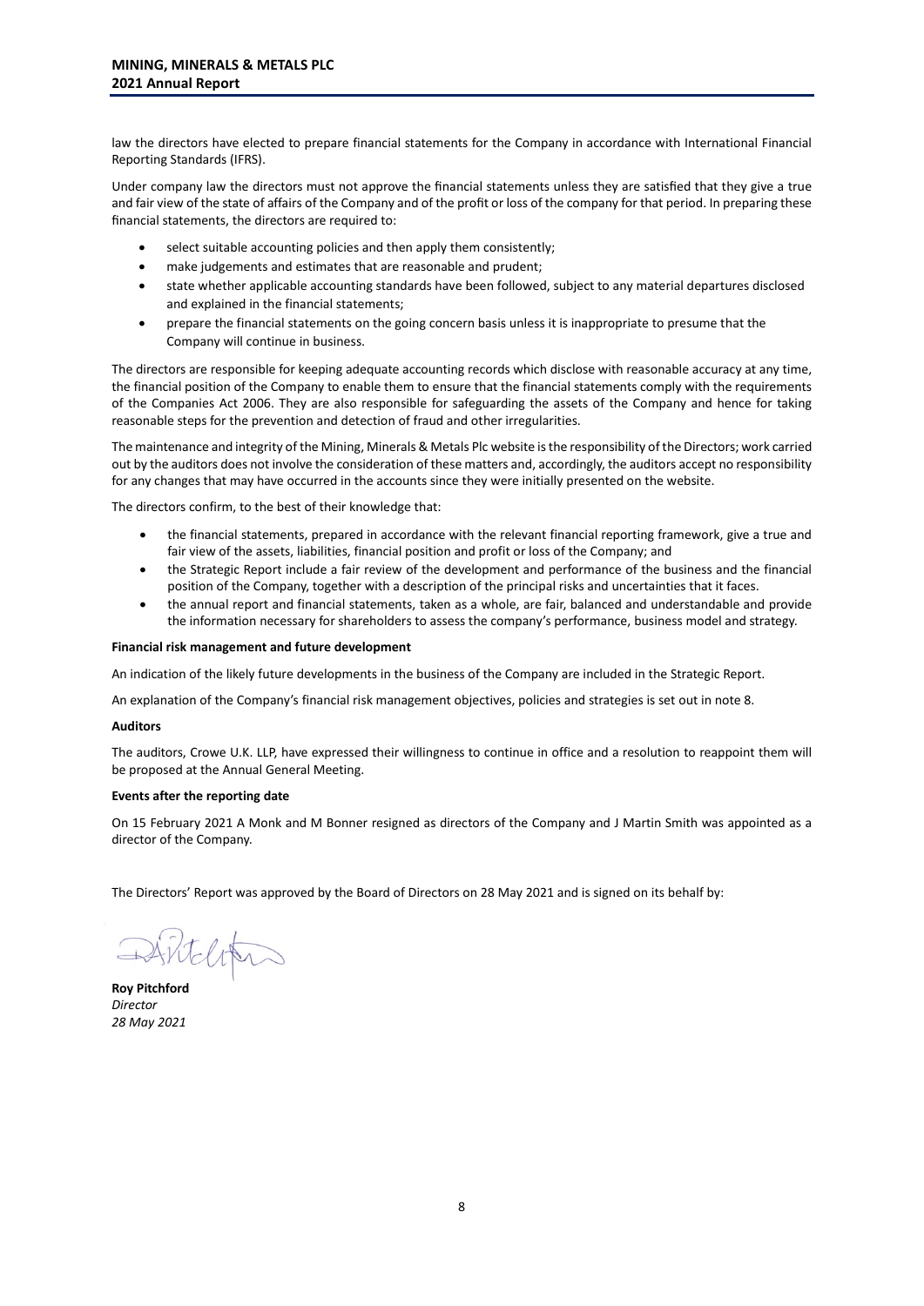law the directors have elected to prepare financial statements for the Company in accordance with International Financial Reporting Standards (IFRS).

Under company law the directors must not approve the financial statements unless they are satisfied that they give a true and fair view of the state of affairs of the Company and of the profit or loss of the company for that period. In preparing these financial statements, the directors are required to:

- select suitable accounting policies and then apply them consistently;
- make judgements and estimates that are reasonable and prudent;
- state whether applicable accounting standards have been followed, subject to any material departures disclosed and explained in the financial statements;
- prepare the financial statements on the going concern basis unless it is inappropriate to presume that the Company will continue in business.

The directors are responsible for keeping adequate accounting records which disclose with reasonable accuracy at any time, the financial position of the Company to enable them to ensure that the financial statements comply with the requirements of the Companies Act 2006. They are also responsible for safeguarding the assets of the Company and hence for taking reasonable steps for the prevention and detection of fraud and other irregularities.

The maintenance and integrity of the Mining, Minerals & Metals Plc website is the responsibility of the Directors; work carried out by the auditors does not involve the consideration of these matters and, accordingly, the auditors accept no responsibility for any changes that may have occurred in the accounts since they were initially presented on the website.

The directors confirm, to the best of their knowledge that:

- the financial statements, prepared in accordance with the relevant financial reporting framework, give a true and fair view of the assets, liabilities, financial position and profit or loss of the Company; and
- the Strategic Report include a fair review of the development and performance of the business and the financial position of the Company, together with a description of the principal risks and uncertainties that it faces.
- the annual report and financial statements, taken as a whole, are fair, balanced and understandable and provide the information necessary for shareholders to assess the company's performance, business model and strategy.

**Financial risk management and future development**

An indication of the likely future developments in the business of the Company are included in the Strategic Report.

An explanation of the Company's financial risk management objectives, policies and strategies is set out in note 8.

**Auditors**

The auditors, Crowe U.K. LLP, have expressed their willingness to continue in office and a resolution to reappoint them will be proposed at the Annual General Meeting.

**Events after the reporting date**

On 15 February 2021 A Monk and M Bonner resigned as directors of the Company and J Martin Smith was appointed as a director of the Company.

The Directors' Report was approved by the Board of Directors on 28 May 2021 and is signed on its behalf by:

**Roy Pitchford**
*Director*
*28 May 2021*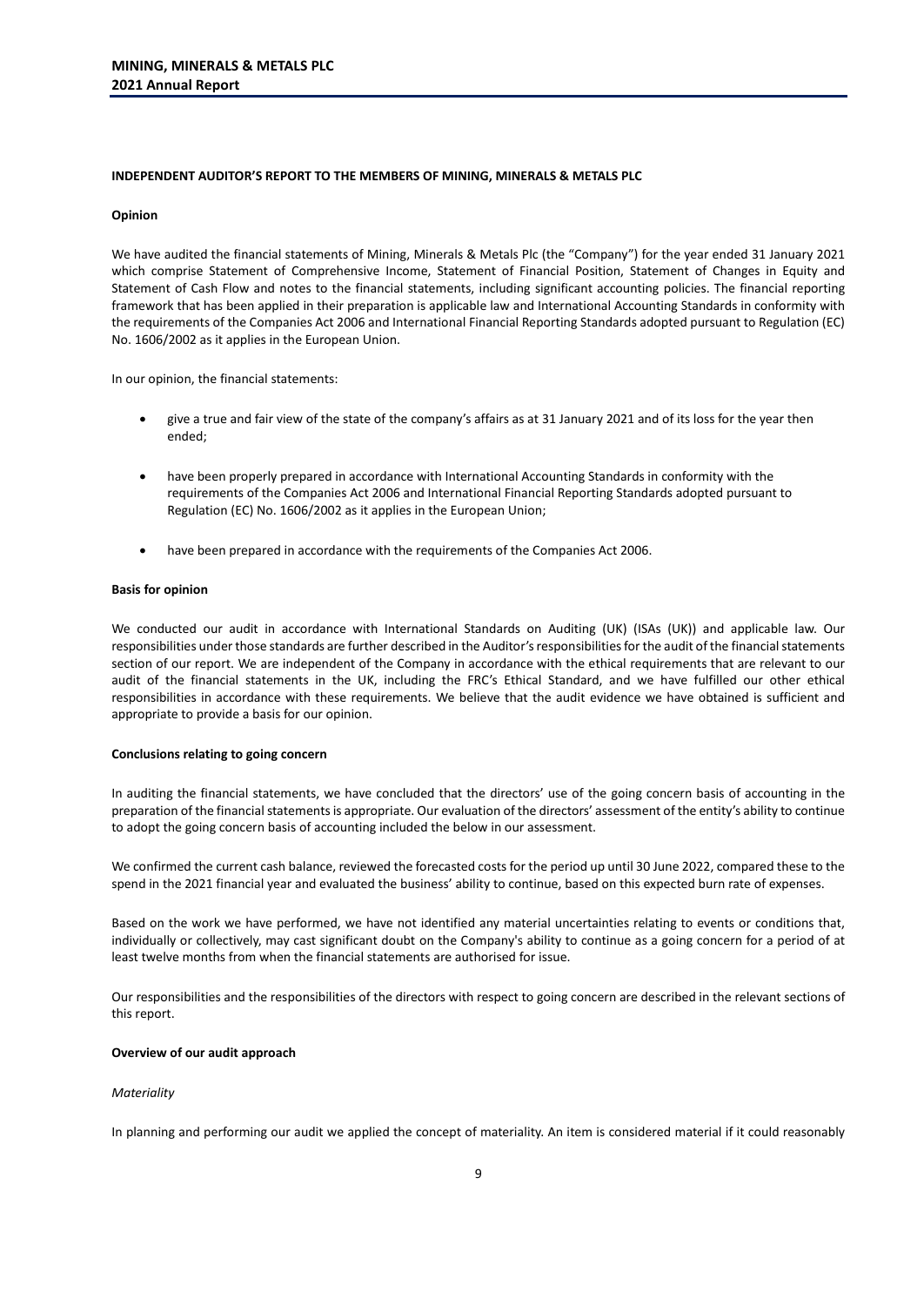## INDEPENDENT AUDITOR'S REPORT TO THE MEMBERS OF MINING, MINERALS & METALS PLC

### Opinion

We have audited the financial statements of Mining, Minerals & Metals Plc (the "Company") for the year ended 31 January 2021 which comprise Statement of Comprehensive Income, Statement of Financial Position, Statement of Changes in Equity and Statement of Cash Flow and notes to the financial statements, including significant accounting policies. The financial reporting framework that has been applied in their preparation is applicable law and International Accounting Standards in conformity with the requirements of the Companies Act 2006 and International Financial Reporting Standards adopted pursuant to Regulation (EC) No. 1606/2002 as it applies in the European Union.

In our opinion, the financial statements:

- give a true and fair view of the state of the company's affairs as at 31 January 2021 and of its loss for the year then ended;
- have been properly prepared in accordance with International Accounting Standards in conformity with the requirements of the Companies Act 2006 and International Financial Reporting Standards adopted pursuant to Regulation (EC) No. 1606/2002 as it applies in the European Union;
- have been prepared in accordance with the requirements of the Companies Act 2006.

### Basis for opinion

We conducted our audit in accordance with International Standards on Auditing (UK) (ISAs (UK)) and applicable law. Our responsibilities under those standards are further described in the Auditor's responsibilities for the audit of the financial statements section of our report. We are independent of the Company in accordance with the ethical requirements that are relevant to our audit of the financial statements in the UK, including the FRC's Ethical Standard, and we have fulfilled our other ethical responsibilities in accordance with these requirements. We believe that the audit evidence we have obtained is sufficient and appropriate to provide a basis for our opinion.

### Conclusions relating to going concern

In auditing the financial statements, we have concluded that the directors' use of the going concern basis of accounting in the preparation of the financial statements is appropriate. Our evaluation of the directors' assessment of the entity's ability to continue to adopt the going concern basis of accounting included the below in our assessment.

We confirmed the current cash balance, reviewed the forecasted costs for the period up until 30 June 2022, compared these to the spend in the 2021 financial year and evaluated the business' ability to continue, based on this expected burn rate of expenses.

Based on the work we have performed, we have not identified any material uncertainties relating to events or conditions that, individually or collectively, may cast significant doubt on the Company's ability to continue as a going concern for a period of at least twelve months from when the financial statements are authorised for issue.

Our responsibilities and the responsibilities of the directors with respect to going concern are described in the relevant sections of this report.

### Overview of our audit approach

*Materiality*

In planning and performing our audit we applied the concept of materiality. An item is considered material if it could reasonably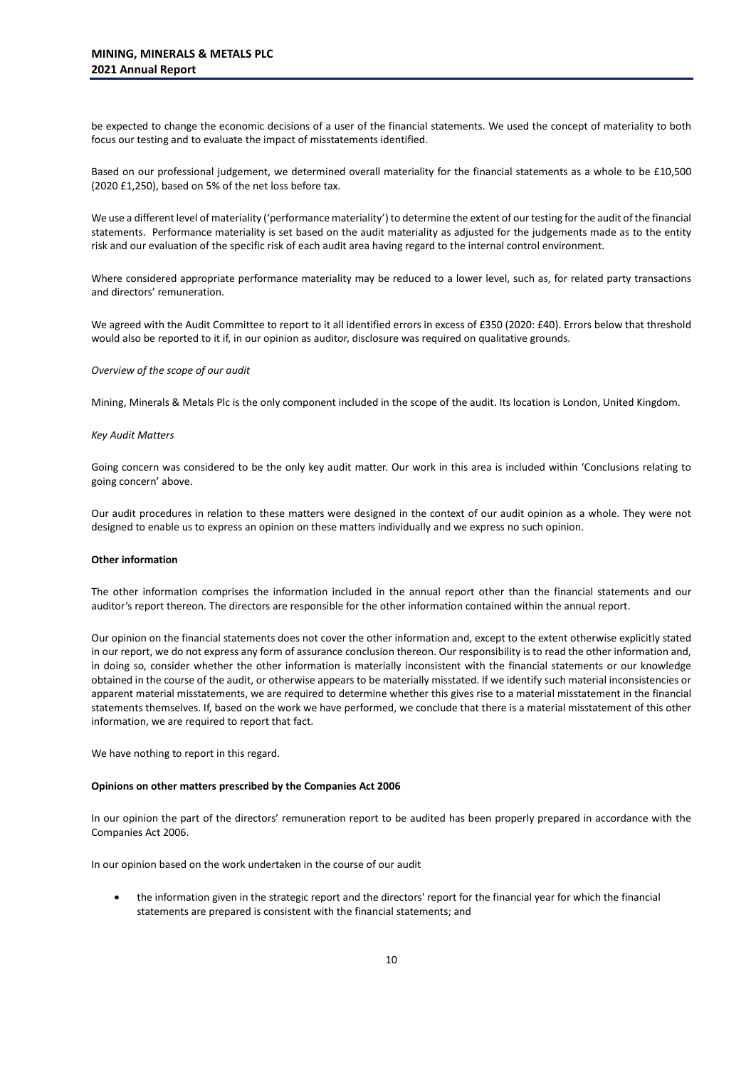be expected to change the economic decisions of a user of the financial statements. We used the concept of materiality to both focus our testing and to evaluate the impact of misstatements identified.

Based on our professional judgement, we determined overall materiality for the financial statements as a whole to be £10,500 (2020 £1,250), based on 5% of the net loss before tax.

We use a different level of materiality ('performance materiality') to determine the extent of our testing for the audit of the financial statements. Performance materiality is set based on the audit materiality as adjusted for the judgements made as to the entity risk and our evaluation of the specific risk of each audit area having regard to the internal control environment.

Where considered appropriate performance materiality may be reduced to a lower level, such as, for related party transactions and directors' remuneration.

We agreed with the Audit Committee to report to it all identified errors in excess of £350 (2020: £40). Errors below that threshold would also be reported to it if, in our opinion as auditor, disclosure was required on qualitative grounds.

*Overview of the scope of our audit*

Mining, Minerals & Metals Plc is the only component included in the scope of the audit. Its location is London, United Kingdom.

*Key Audit Matters*

Going concern was considered to be the only key audit matter. Our work in this area is included within 'Conclusions relating to going concern' above.

Our audit procedures in relation to these matters were designed in the context of our audit opinion as a whole. They were not designed to enable us to express an opinion on these matters individually and we express no such opinion.

**Other information**

The other information comprises the information included in the annual report other than the financial statements and our auditor's report thereon. The directors are responsible for the other information contained within the annual report.

Our opinion on the financial statements does not cover the other information and, except to the extent otherwise explicitly stated in our report, we do not express any form of assurance conclusion thereon. Our responsibility is to read the other information and, in doing so, consider whether the other information is materially inconsistent with the financial statements or our knowledge obtained in the course of the audit, or otherwise appears to be materially misstated. If we identify such material inconsistencies or apparent material misstatements, we are required to determine whether this gives rise to a material misstatement in the financial statements themselves. If, based on the work we have performed, we conclude that there is a material misstatement of this other information, we are required to report that fact.

We have nothing to report in this regard.

**Opinions on other matters prescribed by the Companies Act 2006**

In our opinion the part of the directors' remuneration report to be audited has been properly prepared in accordance with the Companies Act 2006.

In our opinion based on the work undertaken in the course of our audit

- the information given in the strategic report and the directors' report for the financial year for which the financial statements are prepared is consistent with the financial statements; and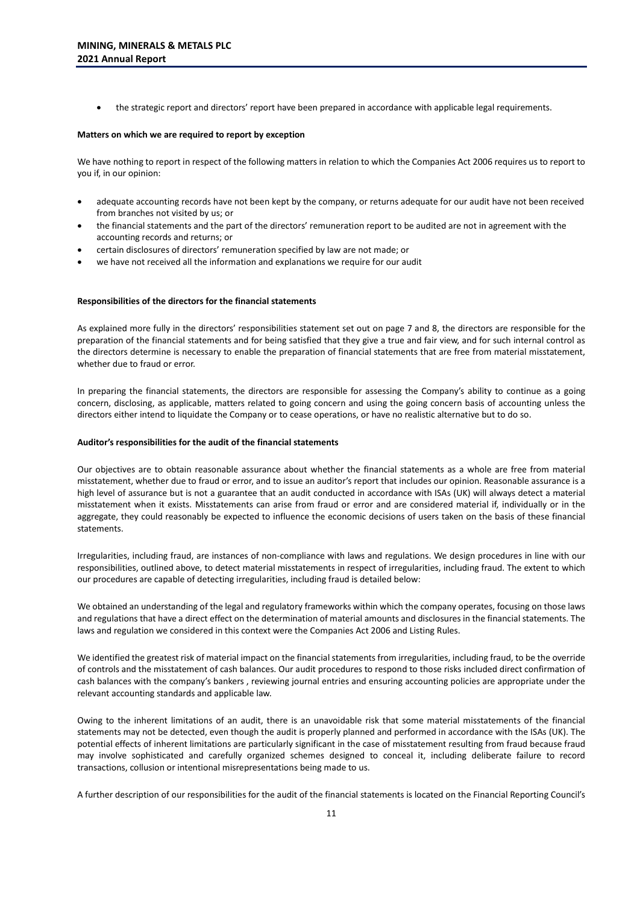- the strategic report and directors' report have been prepared in accordance with applicable legal requirements.

**Matters on which we are required to report by exception**

We have nothing to report in respect of the following matters in relation to which the Companies Act 2006 requires us to report to you if, in our opinion:

- adequate accounting records have not been kept by the company, or returns adequate for our audit have not been received from branches not visited by us; or
- the financial statements and the part of the directors' remuneration report to be audited are not in agreement with the accounting records and returns; or
- certain disclosures of directors' remuneration specified by law are not made; or
- we have not received all the information and explanations we require for our audit

**Responsibilities of the directors for the financial statements**

As explained more fully in the directors' responsibilities statement set out on page 7 and 8, the directors are responsible for the preparation of the financial statements and for being satisfied that they give a true and fair view, and for such internal control as the directors determine is necessary to enable the preparation of financial statements that are free from material misstatement, whether due to fraud or error.

In preparing the financial statements, the directors are responsible for assessing the Company's ability to continue as a going concern, disclosing, as applicable, matters related to going concern and using the going concern basis of accounting unless the directors either intend to liquidate the Company or to cease operations, or have no realistic alternative but to do so.

**Auditor's responsibilities for the audit of the financial statements**

Our objectives are to obtain reasonable assurance about whether the financial statements as a whole are free from material misstatement, whether due to fraud or error, and to issue an auditor's report that includes our opinion. Reasonable assurance is a high level of assurance but is not a guarantee that an audit conducted in accordance with ISAs (UK) will always detect a material misstatement when it exists. Misstatements can arise from fraud or error and are considered material if, individually or in the aggregate, they could reasonably be expected to influence the economic decisions of users taken on the basis of these financial statements.

Irregularities, including fraud, are instances of non-compliance with laws and regulations. We design procedures in line with our responsibilities, outlined above, to detect material misstatements in respect of irregularities, including fraud. The extent to which our procedures are capable of detecting irregularities, including fraud is detailed below:

We obtained an understanding of the legal and regulatory frameworks within which the company operates, focusing on those laws and regulations that have a direct effect on the determination of material amounts and disclosures in the financial statements. The laws and regulation we considered in this context were the Companies Act 2006 and Listing Rules.

We identified the greatest risk of material impact on the financial statements from irregularities, including fraud, to be the override of controls and the misstatement of cash balances. Our audit procedures to respond to those risks included direct confirmation of cash balances with the company's bankers , reviewing journal entries and ensuring accounting policies are appropriate under the relevant accounting standards and applicable law.

Owing to the inherent limitations of an audit, there is an unavoidable risk that some material misstatements of the financial statements may not be detected, even though the audit is properly planned and performed in accordance with the ISAs (UK). The potential effects of inherent limitations are particularly significant in the case of misstatement resulting from fraud because fraud may involve sophisticated and carefully organized schemes designed to conceal it, including deliberate failure to record transactions, collusion or intentional misrepresentations being made to us.

A further description of our responsibilities for the audit of the financial statements is located on the Financial Reporting Council's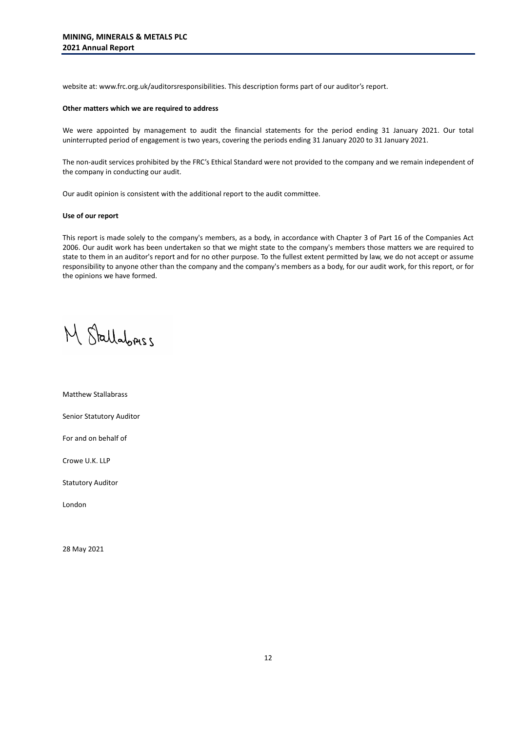website at: www.frc.org.uk/auditorsresponsibilities. This description forms part of our auditor's report.

**Other matters which we are required to address**

We were appointed by management to audit the financial statements for the period ending 31 January 2021. Our total uninterrupted period of engagement is two years, covering the periods ending 31 January 2020 to 31 January 2021.

The non-audit services prohibited by the FRC's Ethical Standard were not provided to the company and we remain independent of the company in conducting our audit.

Our audit opinion is consistent with the additional report to the audit committee.

**Use of our report**

This report is made solely to the company's members, as a body, in accordance with Chapter 3 of Part 16 of the Companies Act 2006. Our audit work has been undertaken so that we might state to the company's members those matters we are required to state to them in an auditor's report and for no other purpose. To the fullest extent permitted by law, we do not accept or assume responsibility to anyone other than the company and the company's members as a body, for our audit work, for this report, or for the opinions we have formed.

M Stallabrass

Matthew Stallabrass

Senior Statutory Auditor

For and on behalf of

Crowe U.K. LLP

Statutory Auditor

London

28 May 2021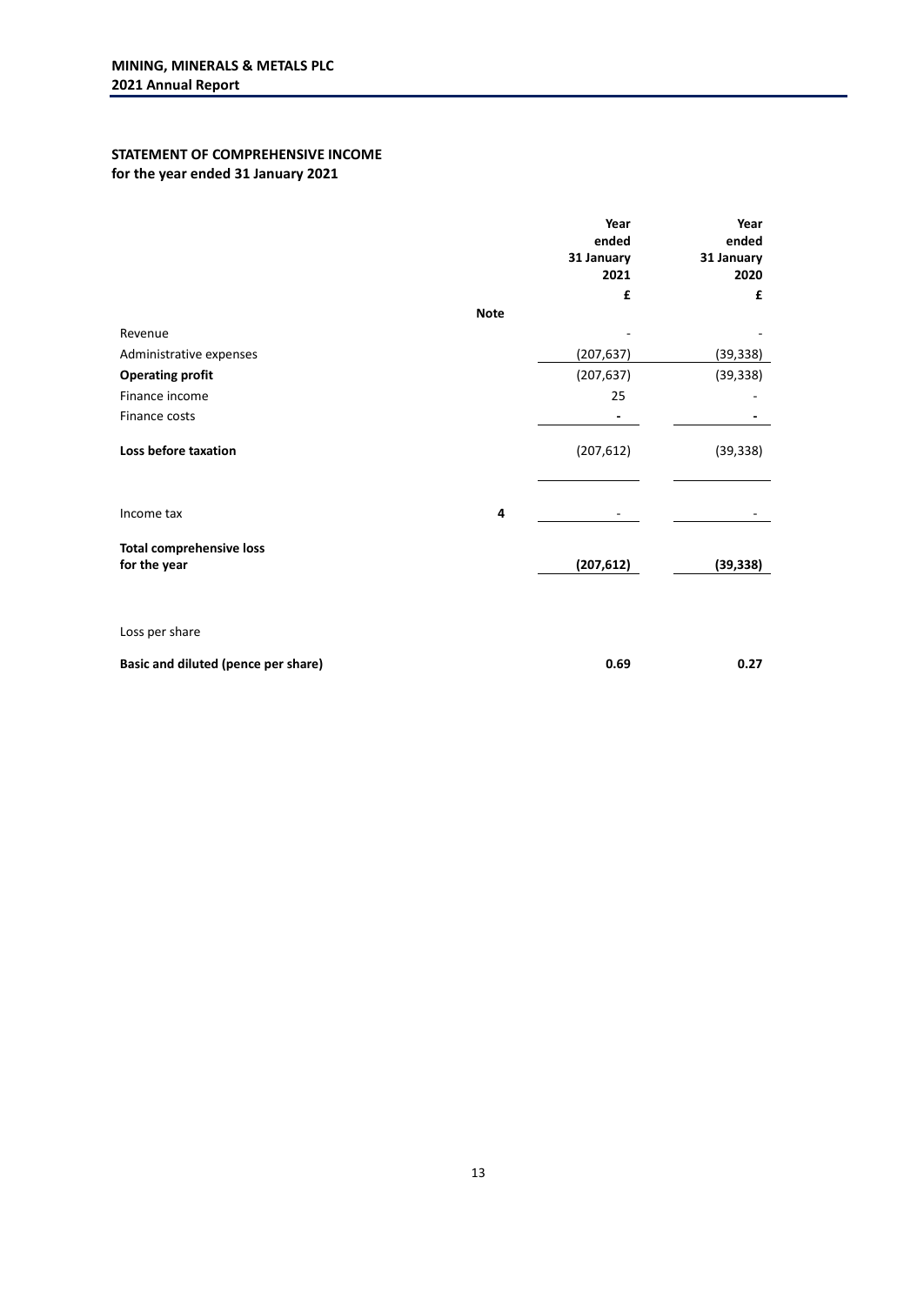## STATEMENT OF COMPREHENSIVE INCOME

**for the year ended 31 January 2021**

| | Note | Year ended 31 January 2021 £ | Year ended 31 January 2020 £ |
|---|---|---|---|
| Revenue | | - | - |
| Administrative expenses | | (207,637) | (39,338) |
| **Operating profit** | | (207,637) | (39,338) |
| Finance income | | 25 | - |
| Finance costs | | - | - |
| **Loss before taxation** | | (207,612) | (39,338) |
| Income tax | 4 | - | - |
| **Total comprehensive loss for the year** | | **(207,612)** | **(39,338)** |
| Loss per share | | | |
| **Basic and diluted (pence per share)** | | **0.69** | **0.27** |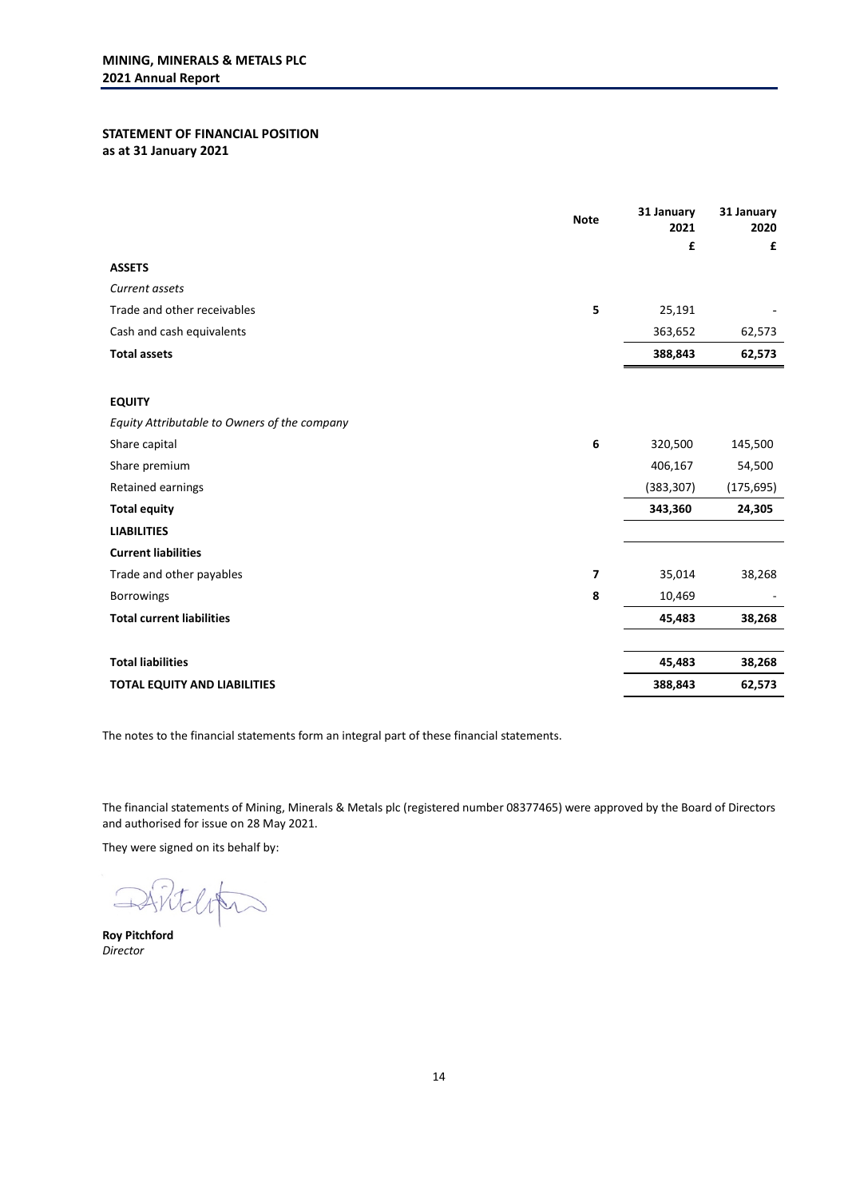## STATEMENT OF FINANCIAL POSITION
**as at 31 January 2021**

| | Note | 31 January 2021 | 31 January 2020 |
|---|---|---|---|
| | | £ | £ |
| **ASSETS** | | | |
| *Current assets* | | | |
| Trade and other receivables | 5 | 25,191 | - |
| Cash and cash equivalents | | 363,652 | 62,573 |
| **Total assets** | | **388,843** | **62,573** |
| | | | |
| **EQUITY** | | | |
| *Equity Attributable to Owners of the company* | | | |
| Share capital | 6 | 320,500 | 145,500 |
| Share premium | | 406,167 | 54,500 |
| Retained earnings | | (383,307) | (175,695) |
| **Total equity** | | **343,360** | **24,305** |
| **LIABILITIES** | | | |
| **Current liabilities** | | | |
| Trade and other payables | 7 | 35,014 | 38,268 |
| Borrowings | 8 | 10,469 | - |
| **Total current liabilities** | | **45,483** | **38,268** |
| | | | |
| **Total liabilities** | | **45,483** | **38,268** |
| **TOTAL EQUITY AND LIABILITIES** | | **388,843** | **62,573** |

The notes to the financial statements form an integral part of these financial statements.

The financial statements of Mining, Minerals & Metals plc (registered number 08377465) were approved by the Board of Directors and authorised for issue on 28 May 2021.

They were signed on its behalf by:

**Roy Pitchford**
*Director*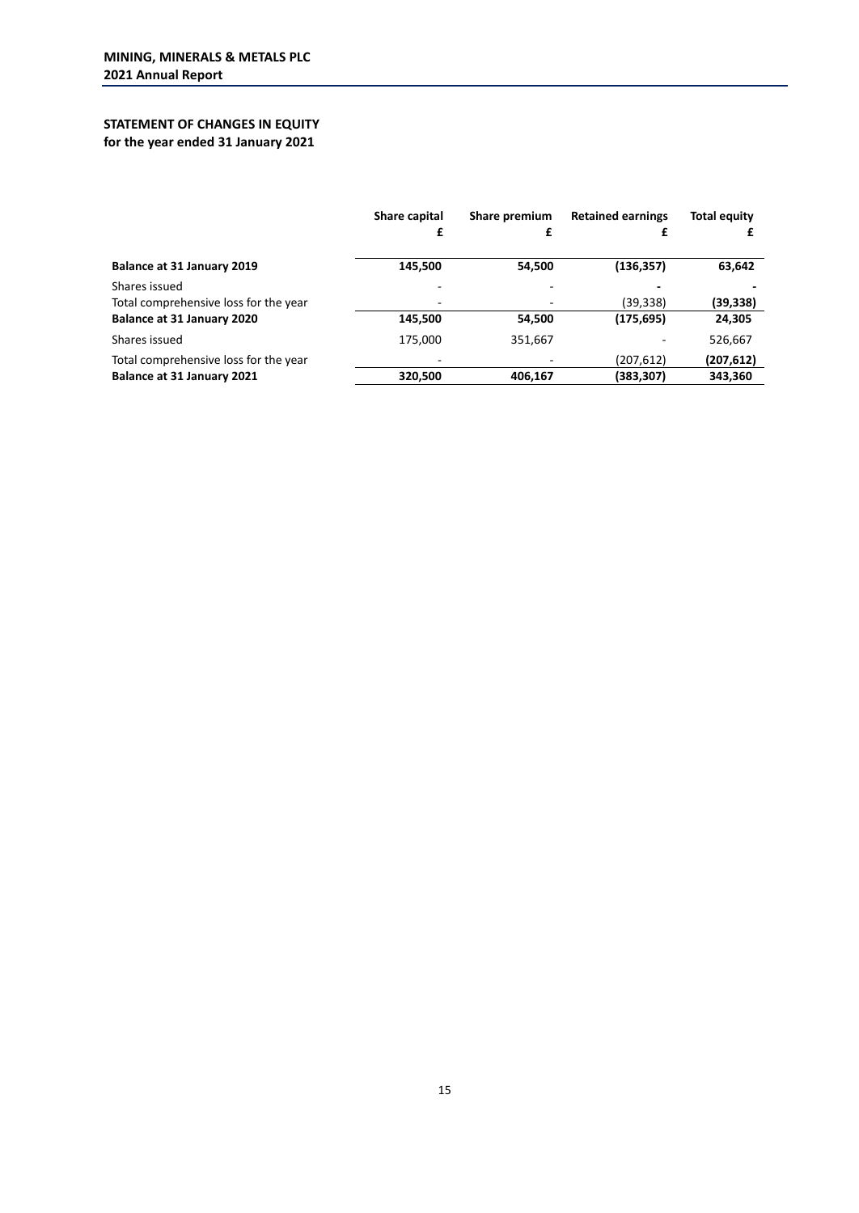## STATEMENT OF CHANGES IN EQUITY
**for the year ended 31 January 2021**

| | Share capital £ | Share premium £ | Retained earnings £ | Total equity £ |
|---|---|---|---|---|
| **Balance at 31 January 2019** | **145,500** | **54,500** | **(136,357)** | **63,642** |
| Shares issued | - | - | - | - |
| Total comprehensive loss for the year | - | - | (39,338) | **(39,338)** |
| **Balance at 31 January 2020** | **145,500** | **54,500** | **(175,695)** | **24,305** |
| Shares issued | 175,000 | 351,667 | - | 526,667 |
| Total comprehensive loss for the year | - | - | (207,612) | **(207,612)** |
| **Balance at 31 January 2021** | **320,500** | **406,167** | **(383,307)** | **343,360** |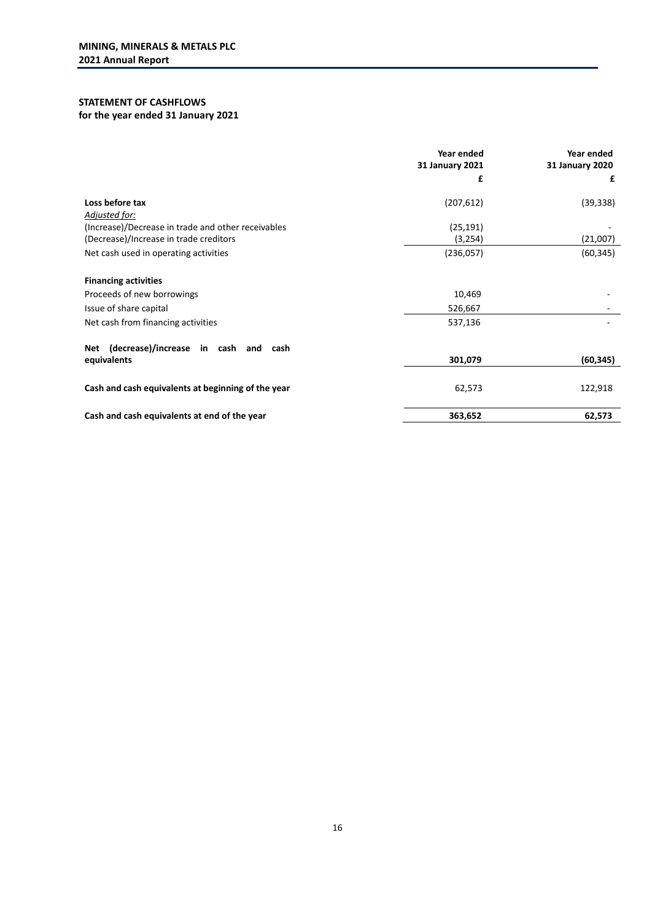## STATEMENT OF CASHFLOWS
**for the year ended 31 January 2021**

| | Year ended 31 January 2021 | Year ended 31 January 2020 |
|---|---|---|
| | £ | £ |
| **Loss before tax** | (207,612) | (39,338) |
| *Adjusted for:* | | |
| (Increase)/Decrease in trade and other receivables | (25,191) | - |
| (Decrease)/Increase in trade creditors | (3,254) | (21,007) |
| Net cash used in operating activities | (236,057) | (60,345) |
| | | |
| **Financing activities** | | |
| Proceeds of new borrowings | 10,469 | - |
| Issue of share capital | 526,667 | - |
| Net cash from financing activities | 537,136 | - |
| | | |
| **Net (decrease)/increase in cash and cash equivalents** | **301,079** | **(60,345)** |
| | | |
| **Cash and cash equivalents at beginning of the year** | 62,573 | 122,918 |
| | | |
| **Cash and cash equivalents at end of the year** | **363,652** | **62,573** |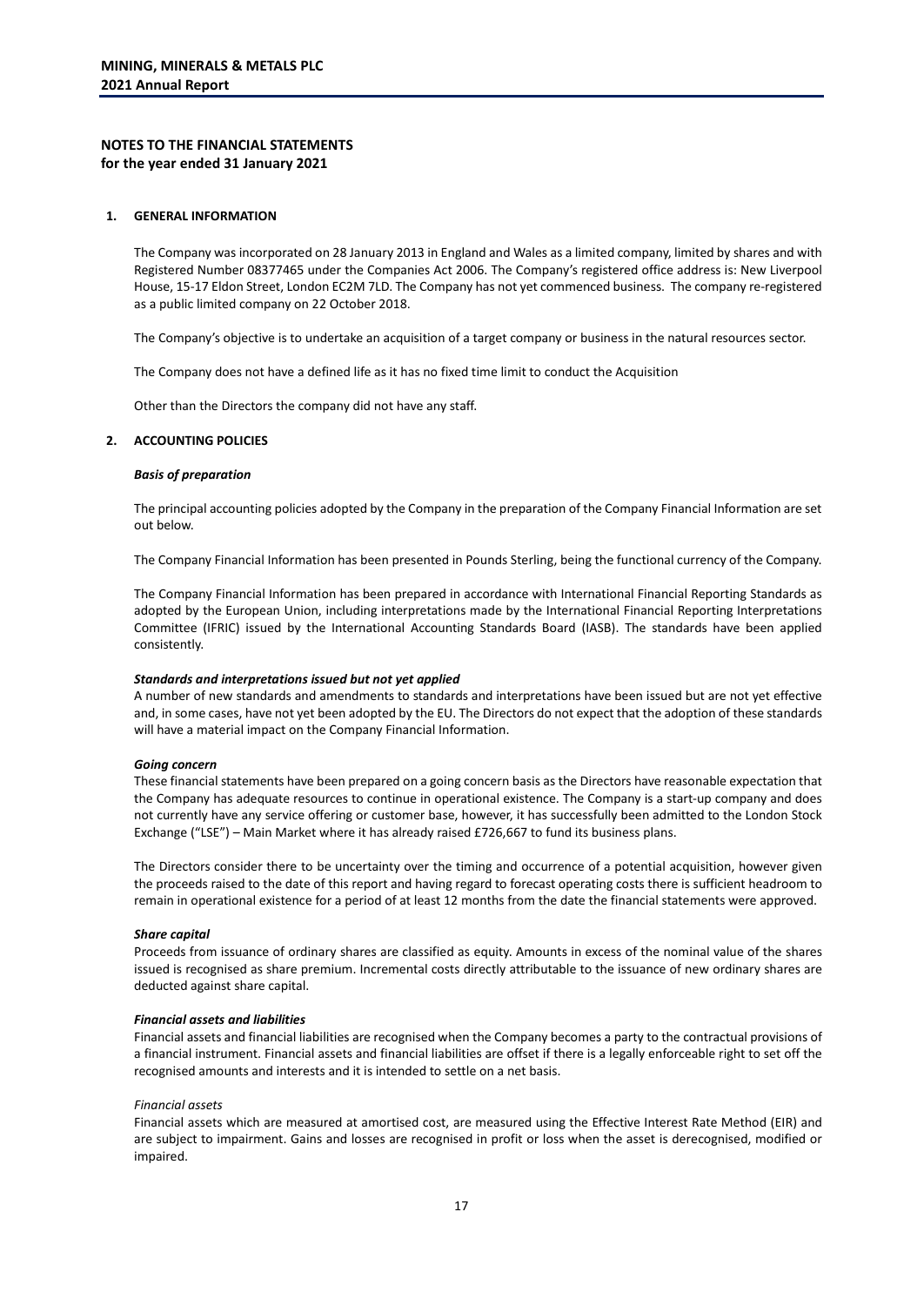# NOTES TO THE FINANCIAL STATEMENTS
**for the year ended 31 January 2021**

## 1. GENERAL INFORMATION

The Company was incorporated on 28 January 2013 in England and Wales as a limited company, limited by shares and with Registered Number 08377465 under the Companies Act 2006. The Company's registered office address is: New Liverpool House, 15-17 Eldon Street, London EC2M 7LD. The Company has not yet commenced business. The company re-registered as a public limited company on 22 October 2018.

The Company's objective is to undertake an acquisition of a target company or business in the natural resources sector.

The Company does not have a defined life as it has no fixed time limit to conduct the Acquisition

Other than the Directors the company did not have any staff.

## 2. ACCOUNTING POLICIES

### *Basis of preparation*

The principal accounting policies adopted by the Company in the preparation of the Company Financial Information are set out below.

The Company Financial Information has been presented in Pounds Sterling, being the functional currency of the Company.

The Company Financial Information has been prepared in accordance with International Financial Reporting Standards as adopted by the European Union, including interpretations made by the International Financial Reporting Interpretations Committee (IFRIC) issued by the International Accounting Standards Board (IASB). The standards have been applied consistently.

### *Standards and interpretations issued but not yet applied*

A number of new standards and amendments to standards and interpretations have been issued but are not yet effective and, in some cases, have not yet been adopted by the EU. The Directors do not expect that the adoption of these standards will have a material impact on the Company Financial Information.

### *Going concern*

These financial statements have been prepared on a going concern basis as the Directors have reasonable expectation that the Company has adequate resources to continue in operational existence. The Company is a start-up company and does not currently have any service offering or customer base, however, it has successfully been admitted to the London Stock Exchange ("LSE") – Main Market where it has already raised £726,667 to fund its business plans.

The Directors consider there to be uncertainty over the timing and occurrence of a potential acquisition, however given the proceeds raised to the date of this report and having regard to forecast operating costs there is sufficient headroom to remain in operational existence for a period of at least 12 months from the date the financial statements were approved.

### *Share capital*

Proceeds from issuance of ordinary shares are classified as equity. Amounts in excess of the nominal value of the shares issued is recognised as share premium. Incremental costs directly attributable to the issuance of new ordinary shares are deducted against share capital.

### *Financial assets and liabilities*

Financial assets and financial liabilities are recognised when the Company becomes a party to the contractual provisions of a financial instrument. Financial assets and financial liabilities are offset if there is a legally enforceable right to set off the recognised amounts and interests and it is intended to settle on a net basis.

*Financial assets*

Financial assets which are measured at amortised cost, are measured using the Effective Interest Rate Method (EIR) and are subject to impairment. Gains and losses are recognised in profit or loss when the asset is derecognised, modified or impaired.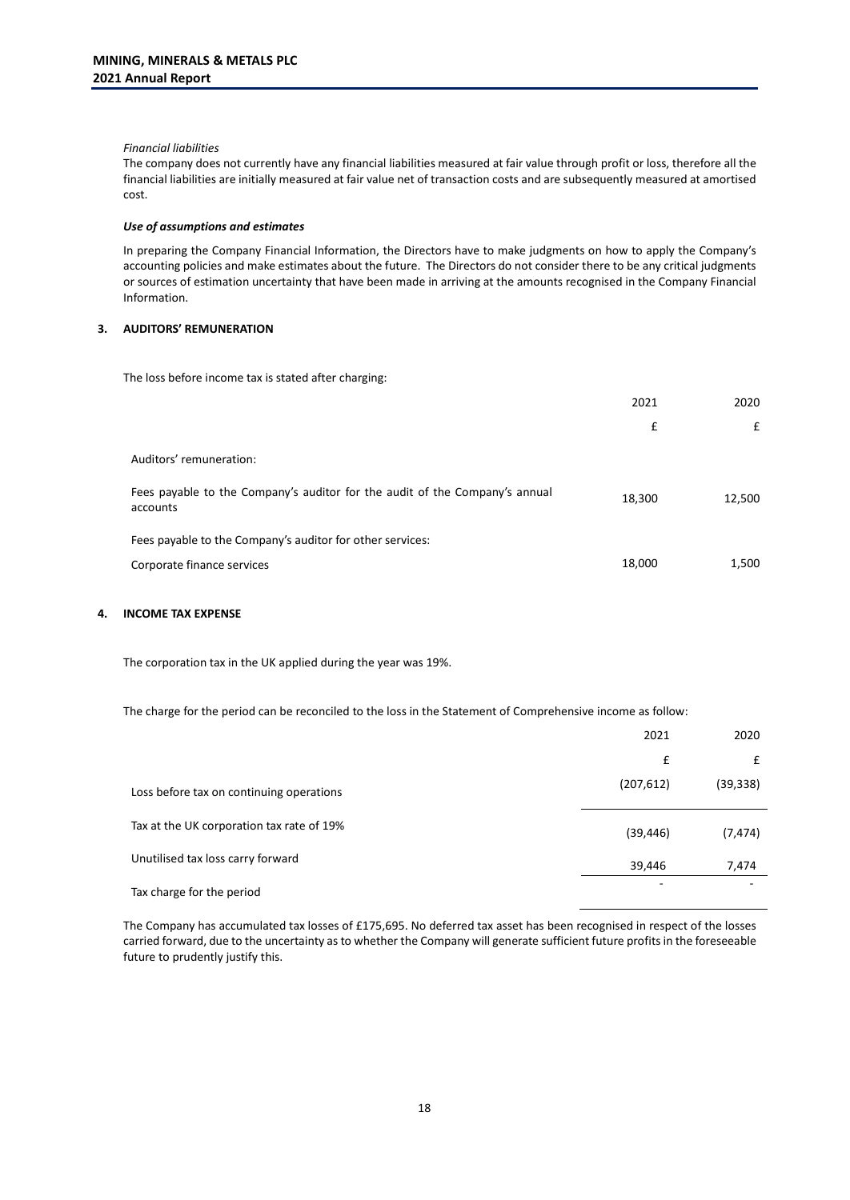*Financial liabilities*

The company does not currently have any financial liabilities measured at fair value through profit or loss, therefore all the financial liabilities are initially measured at fair value net of transaction costs and are subsequently measured at amortised cost.

***Use of assumptions and estimates***

In preparing the Company Financial Information, the Directors have to make judgments on how to apply the Company's accounting policies and make estimates about the future. The Directors do not consider there to be any critical judgments or sources of estimation uncertainty that have been made in arriving at the amounts recognised in the Company Financial Information.

## 3. AUDITORS' REMUNERATION

The loss before income tax is stated after charging:

| | 2021 | 2020 |
|---|---|---|
| | £ | £ |
| Auditors' remuneration: | | |
| Fees payable to the Company's auditor for the audit of the Company's annual accounts | 18,300 | 12,500 |
| Fees payable to the Company's auditor for other services: | | |
| Corporate finance services | 18,000 | 1,500 |

## 4. INCOME TAX EXPENSE

The corporation tax in the UK applied during the year was 19%.

The charge for the period can be reconciled to the loss in the Statement of Comprehensive income as follow:

| | 2021 | 2020 |
|---|---|---|
| | £ | £ |
| Loss before tax on continuing operations | (207,612) | (39,338) |
| Tax at the UK corporation tax rate of 19% | (39,446) | (7,474) |
| Unutilised tax loss carry forward | 39,446 | 7,474 |
| Tax charge for the period | - | - |

The Company has accumulated tax losses of £175,695. No deferred tax asset has been recognised in respect of the losses carried forward, due to the uncertainty as to whether the Company will generate sufficient future profits in the foreseeable future to prudently justify this.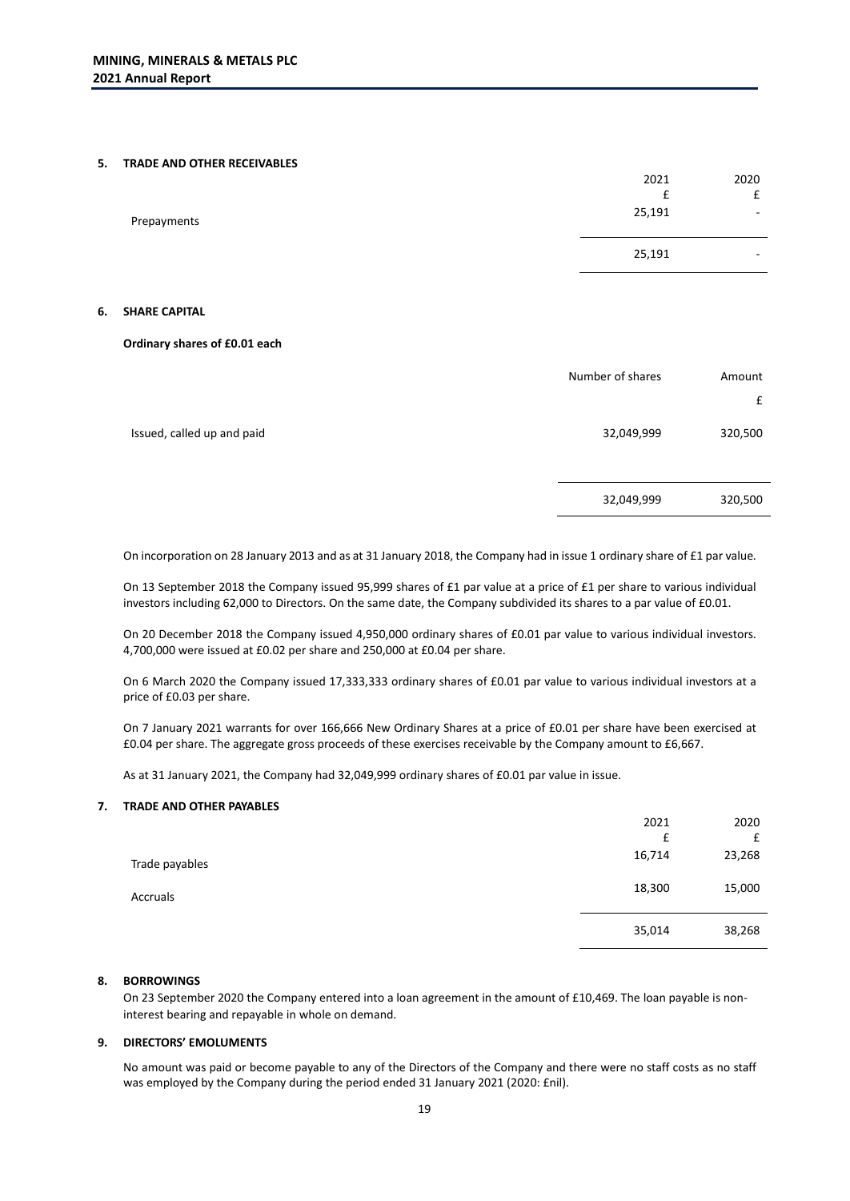## 5. TRADE AND OTHER RECEIVABLES

| | 2021 | 2020 |
|---|---|---|
| | £ | £ |
| Prepayments | 25,191 | - |
| | 25,191 | - |

## 6. SHARE CAPITAL

**Ordinary shares of £0.01 each**

| | Number of shares | Amount |
|---|---|---|
| | | £ |
| Issued, called up and paid | 32,049,999 | 320,500 |
| | 32,049,999 | 320,500 |

On incorporation on 28 January 2013 and as at 31 January 2018, the Company had in issue 1 ordinary share of £1 par value.

On 13 September 2018 the Company issued 95,999 shares of £1 par value at a price of £1 per share to various individual investors including 62,000 to Directors. On the same date, the Company subdivided its shares to a par value of £0.01.

On 20 December 2018 the Company issued 4,950,000 ordinary shares of £0.01 par value to various individual investors. 4,700,000 were issued at £0.02 per share and 250,000 at £0.04 per share.

On 6 March 2020 the Company issued 17,333,333 ordinary shares of £0.01 par value to various individual investors at a price of £0.03 per share.

On 7 January 2021 warrants for over 166,666 New Ordinary Shares at a price of £0.01 per share have been exercised at £0.04 per share. The aggregate gross proceeds of these exercises receivable by the Company amount to £6,667.

As at 31 January 2021, the Company had 32,049,999 ordinary shares of £0.01 par value in issue.

## 7. TRADE AND OTHER PAYABLES

| | 2021 | 2020 |
|---|---|---|
| | £ | £ |
| Trade payables | 16,714 | 23,268 |
| Accruals | 18,300 | 15,000 |
| | 35,014 | 38,268 |

## 8. BORROWINGS

On 23 September 2020 the Company entered into a loan agreement in the amount of £10,469. The loan payable is non-interest bearing and repayable in whole on demand.

## 9. DIRECTORS' EMOLUMENTS

No amount was paid or become payable to any of the Directors of the Company and there were no staff costs as no staff was employed by the Company during the period ended 31 January 2021 (2020: £nil).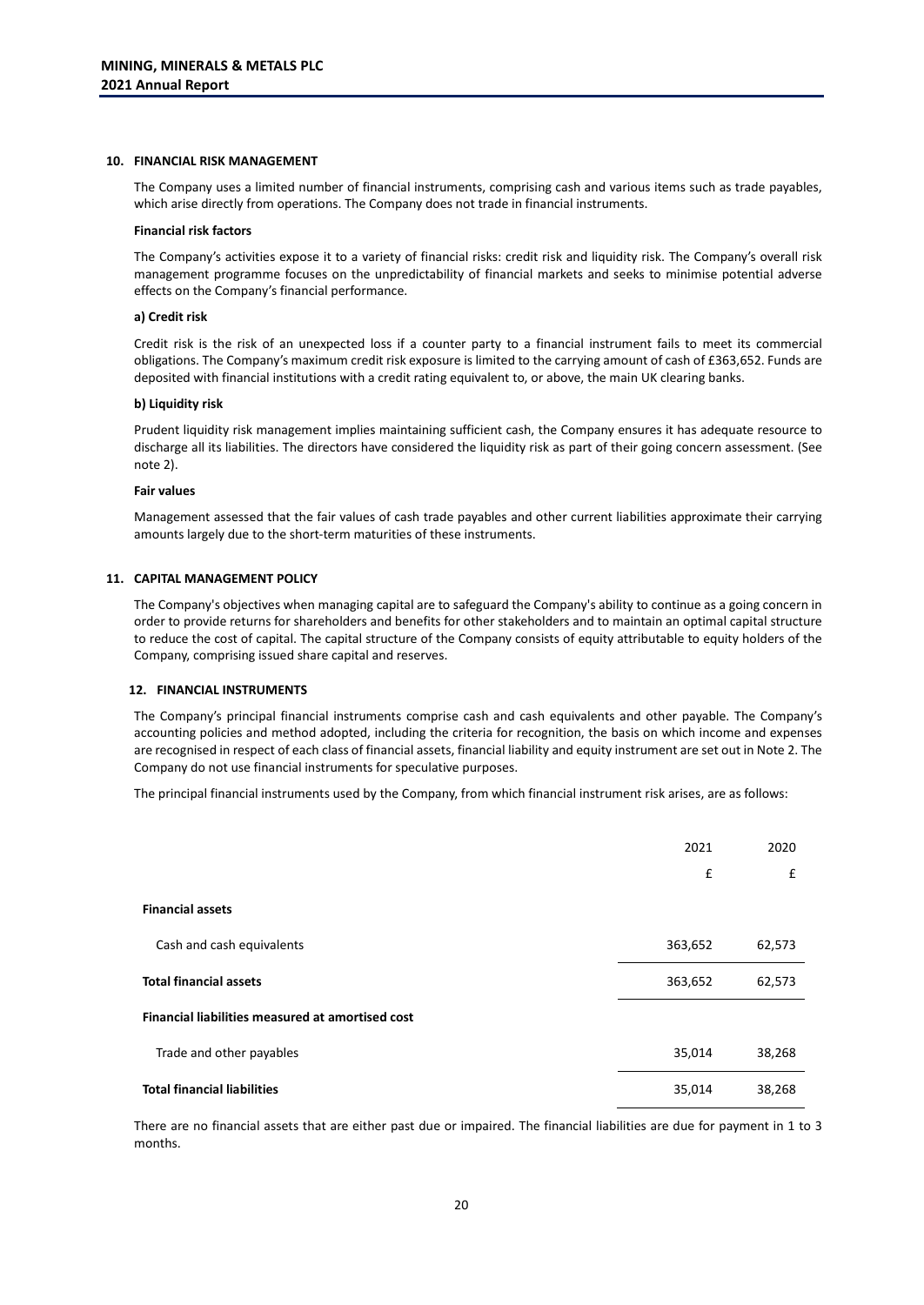## 10. FINANCIAL RISK MANAGEMENT

The Company uses a limited number of financial instruments, comprising cash and various items such as trade payables, which arise directly from operations. The Company does not trade in financial instruments.

**Financial risk factors**

The Company's activities expose it to a variety of financial risks: credit risk and liquidity risk. The Company's overall risk management programme focuses on the unpredictability of financial markets and seeks to minimise potential adverse effects on the Company's financial performance.

**a) Credit risk**

Credit risk is the risk of an unexpected loss if a counter party to a financial instrument fails to meet its commercial obligations. The Company's maximum credit risk exposure is limited to the carrying amount of cash of £363,652. Funds are deposited with financial institutions with a credit rating equivalent to, or above, the main UK clearing banks.

**b) Liquidity risk**

Prudent liquidity risk management implies maintaining sufficient cash, the Company ensures it has adequate resource to discharge all its liabilities. The directors have considered the liquidity risk as part of their going concern assessment. (See note 2).

**Fair values**

Management assessed that the fair values of cash trade payables and other current liabilities approximate their carrying amounts largely due to the short-term maturities of these instruments.

## 11. CAPITAL MANAGEMENT POLICY

The Company's objectives when managing capital are to safeguard the Company's ability to continue as a going concern in order to provide returns for shareholders and benefits for other stakeholders and to maintain an optimal capital structure to reduce the cost of capital. The capital structure of the Company consists of equity attributable to equity holders of the Company, comprising issued share capital and reserves.

## 12. FINANCIAL INSTRUMENTS

The Company's principal financial instruments comprise cash and cash equivalents and other payable. The Company's accounting policies and method adopted, including the criteria for recognition, the basis on which income and expenses are recognised in respect of each class of financial assets, financial liability and equity instrument are set out in Note 2. The Company do not use financial instruments for speculative purposes.

The principal financial instruments used by the Company, from which financial instrument risk arises, are as follows:

| | 2021 | 2020 |
|---|---|---|
| | £ | £ |
| **Financial assets** | | |
| Cash and cash equivalents | 363,652 | 62,573 |
| **Total financial assets** | 363,652 | 62,573 |
| **Financial liabilities measured at amortised cost** | | |
| Trade and other payables | 35,014 | 38,268 |
| **Total financial liabilities** | 35,014 | 38,268 |

There are no financial assets that are either past due or impaired. The financial liabilities are due for payment in 1 to 3 months.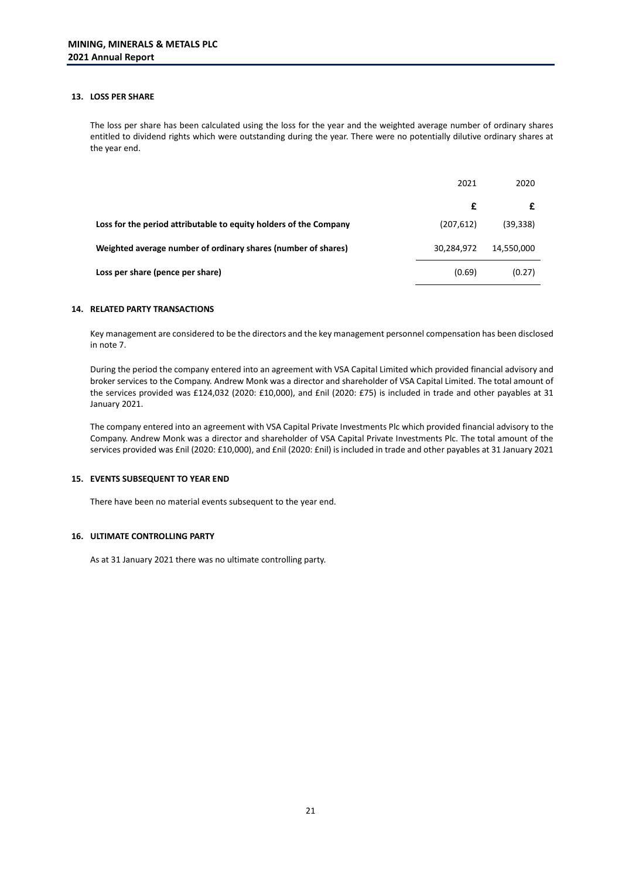## 13. LOSS PER SHARE

The loss per share has been calculated using the loss for the year and the weighted average number of ordinary shares entitled to dividend rights which were outstanding during the year. There were no potentially dilutive ordinary shares at the year end.

| | 2021 | 2020 |
|---|---|---|
| | £ | £ |
| **Loss for the period attributable to equity holders of the Company** | (207,612) | (39,338) |
| **Weighted average number of ordinary shares (number of shares)** | 30,284,972 | 14,550,000 |
| **Loss per share (pence per share)** | (0.69) | (0.27) |

## 14. RELATED PARTY TRANSACTIONS

Key management are considered to be the directors and the key management personnel compensation has been disclosed in note 7.

During the period the company entered into an agreement with VSA Capital Limited which provided financial advisory and broker services to the Company. Andrew Monk was a director and shareholder of VSA Capital Limited. The total amount of the services provided was £124,032 (2020: £10,000), and £nil (2020: £75) is included in trade and other payables at 31 January 2021.

The company entered into an agreement with VSA Capital Private Investments Plc which provided financial advisory to the Company. Andrew Monk was a director and shareholder of VSA Capital Private Investments Plc. The total amount of the services provided was £nil (2020: £10,000), and £nil (2020: £nil) is included in trade and other payables at 31 January 2021

## 15. EVENTS SUBSEQUENT TO YEAR END

There have been no material events subsequent to the year end.

## 16. ULTIMATE CONTROLLING PARTY

As at 31 January 2021 there was no ultimate controlling party.